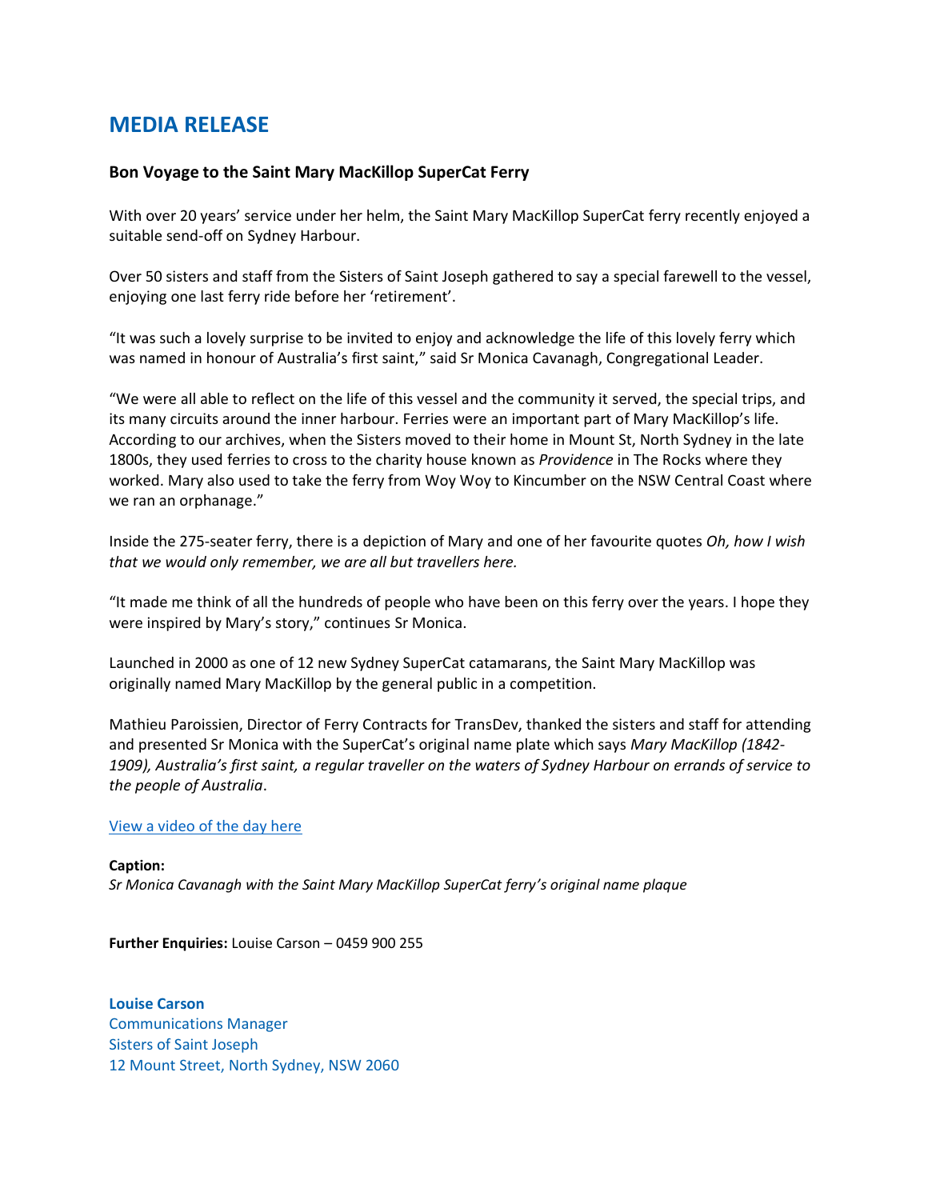# MEDIA RELEASE

### Bon Voyage to the Saint Mary MacKillop SuperCat Ferry

With over 20 years' service under her helm, the Saint Mary MacKillop SuperCat ferry recently enjoyed a suitable send-off on Sydney Harbour.

Over 50 sisters and staff from the Sisters of Saint Joseph gathered to say a special farewell to the vessel, enjoying one last ferry ride before her 'retirement'.

"It was such a lovely surprise to be invited to enjoy and acknowledge the life of this lovely ferry which was named in honour of Australia's first saint," said Sr Monica Cavanagh, Congregational Leader.

"We were all able to reflect on the life of this vessel and the community it served, the special trips, and its many circuits around the inner harbour. Ferries were an important part of Mary MacKillop's life. According to our archives, when the Sisters moved to their home in Mount St, North Sydney in the late 1800s, they used ferries to cross to the charity house known as *Providence* in The Rocks where they worked. Mary also used to take the ferry from Woy Woy to Kincumber on the NSW Central Coast where we ran an orphanage."

Inside the 275-seater ferry, there is a depiction of Mary and one of her favourite quotes *Oh, how I wish that we would only remember, we are all but travellers here.*

"It made me think of all the hundreds of people who have been on this ferry over the years. I hope they were inspired by Mary's story," continues Sr Monica.

Launched in 2000 as one of 12 new Sydney SuperCat catamarans, the Saint Mary MacKillop was originally named Mary MacKillop by the general public in a competition.

Mathieu Paroissien, Director of Ferry Contracts for TransDev, thanked the sisters and staff for attending and presented Sr Monica with the SuperCat's original name plate which says *Mary MacKillop (1842-1909), Australia's first saint, a regular traveller on the waters of Sydney Harbour on errands of service to the people of Australia*.

View a video of the day here

**Caption:**
*Sr Monica Cavanagh with the Saint Mary MacKillop SuperCat ferry's original name plaque*

**Further Enquiries:** Louise Carson – 0459 900 255

**Louise Carson**
Communications Manager
Sisters of Saint Joseph
12 Mount Street, North Sydney, NSW 2060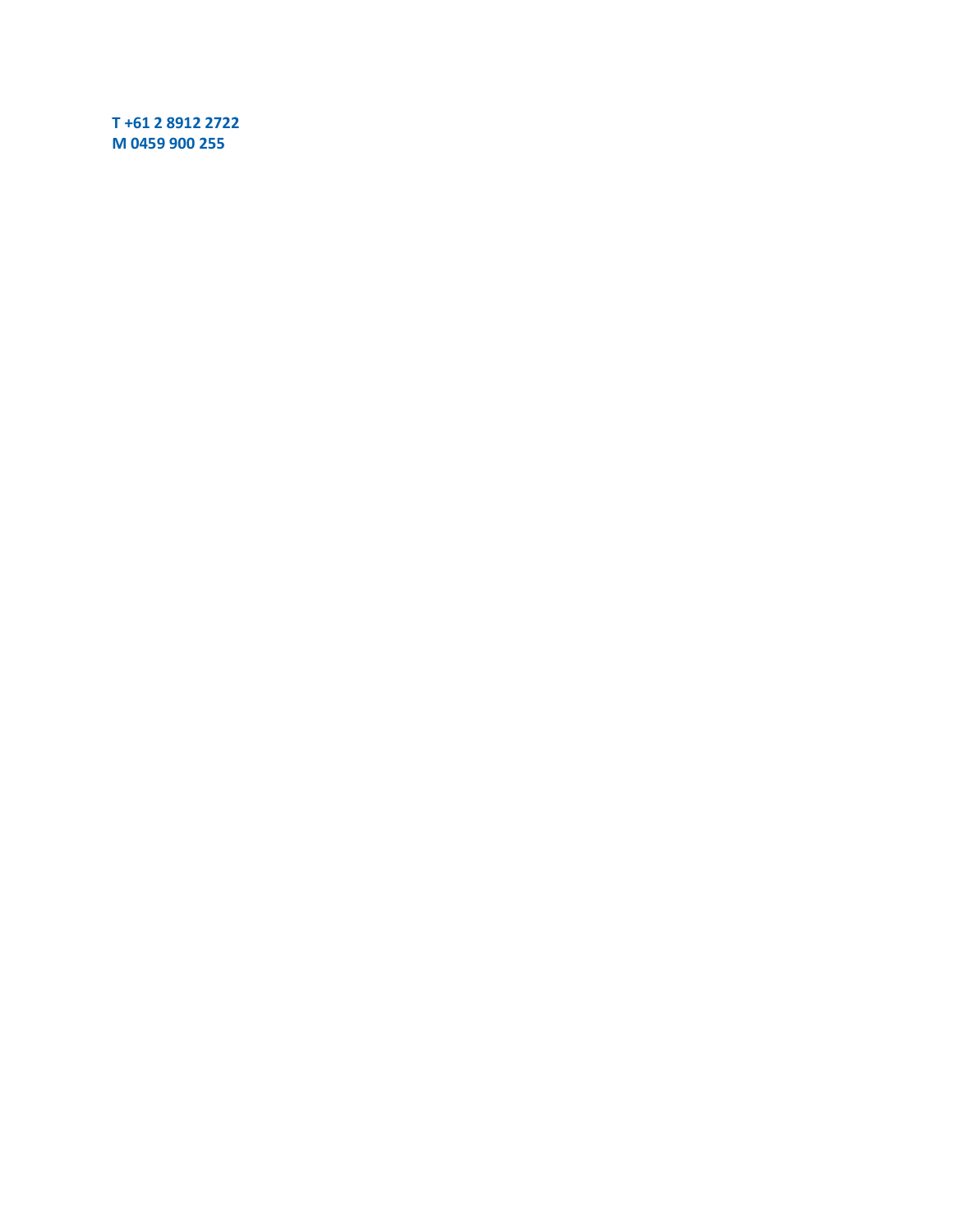**T +61 2 8912 2722**
**M 0459 900 255**